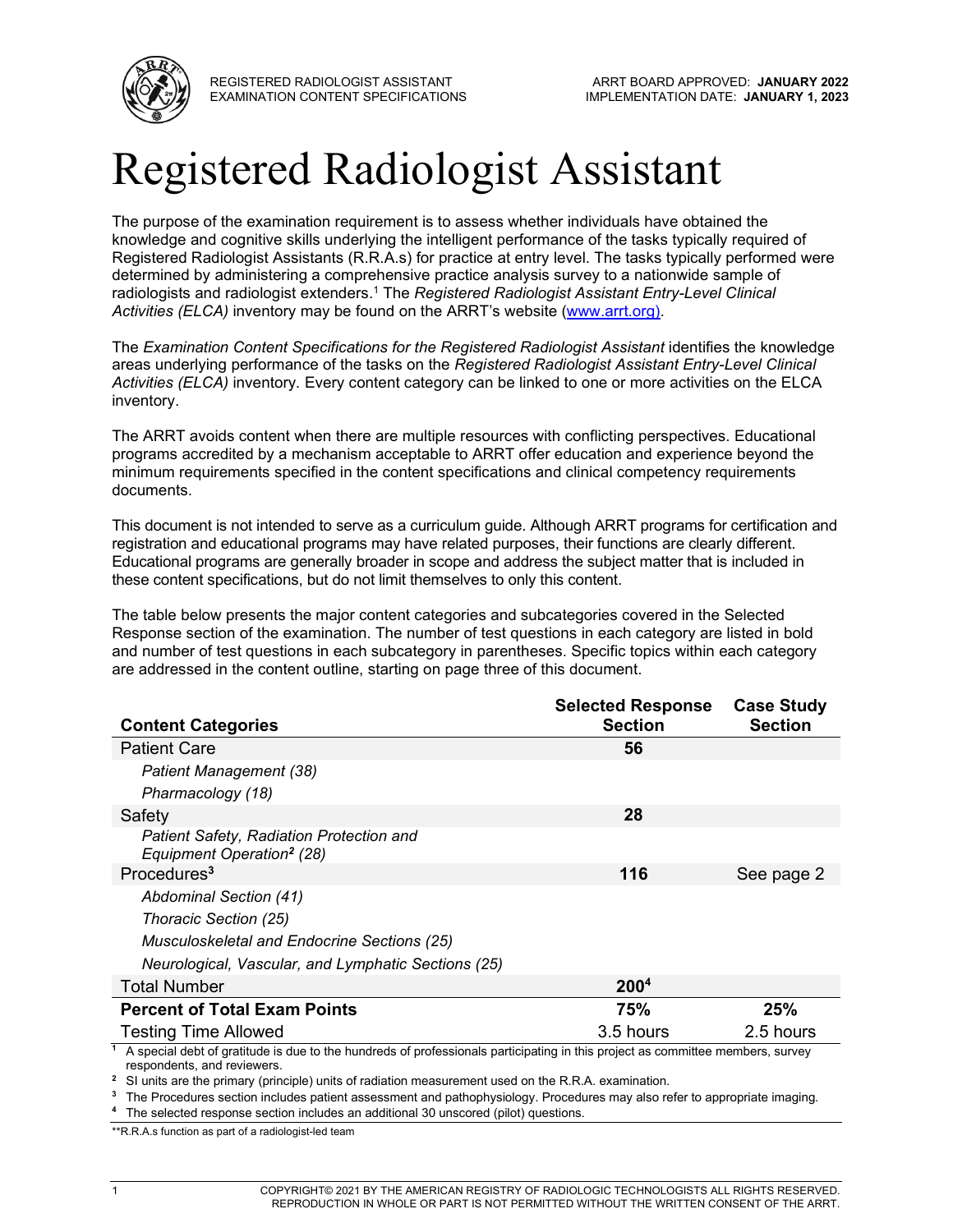REGISTERED RADIOLOGIST ASSISTANT
EXAMINATION CONTENT SPECIFICATIONS

ARRT BOARD APPROVED: **JANUARY 2022**
IMPLEMENTATION DATE: **JANUARY 1, 2023**

# Registered Radiologist Assistant

The purpose of the examination requirement is to assess whether individuals have obtained the knowledge and cognitive skills underlying the intelligent performance of the tasks typically required of Registered Radiologist Assistants (R.R.A.s) for practice at entry level. The tasks typically performed were determined by administering a comprehensive practice analysis survey to a nationwide sample of radiologists and radiologist extenders.[1] The *Registered Radiologist Assistant Entry-Level Clinical Activities (ELCA)* inventory may be found on the ARRT's website (www.arrt.org).

The *Examination Content Specifications for the Registered Radiologist Assistant* identifies the knowledge areas underlying performance of the tasks on the *Registered Radiologist Assistant Entry-Level Clinical Activities (ELCA)* inventory. Every content category can be linked to one or more activities on the ELCA inventory.

The ARRT avoids content when there are multiple resources with conflicting perspectives. Educational programs accredited by a mechanism acceptable to ARRT offer education and experience beyond the minimum requirements specified in the content specifications and clinical competency requirements documents.

This document is not intended to serve as a curriculum guide. Although ARRT programs for certification and registration and educational programs may have related purposes, their functions are clearly different. Educational programs are generally broader in scope and address the subject matter that is included in these content specifications, but do not limit themselves to only this content.

The table below presents the major content categories and subcategories covered in the Selected Response section of the examination. The number of test questions in each category are listed in bold and number of test questions in each subcategory in parentheses. Specific topics within each category are addressed in the content outline, starting on page three of this document.

| **Content Categories** | **Selected Response Section** | **Case Study Section** |
|---|---|---|
| Patient Care | **56** | |
| *Patient Management (38)* | | |
| *Pharmacology (18)* | | |
| Safety | **28** | |
| *Patient Safety, Radiation Protection and Equipment Operation[2] (28)* | | |
| Procedures[3] | **116** | See page 2 |
| *Abdominal Section (41)* | | |
| *Thoracic Section (25)* | | |
| *Musculoskeletal and Endocrine Sections (25)* | | |
| *Neurological, Vascular, and Lymphatic Sections (25)* | | |
| Total Number | **200[4]** | |
| **Percent of Total Exam Points** | **75%** | **25%** |
| Testing Time Allowed | 3.5 hours | 2.5 hours |

[1] A special debt of gratitude is due to the hundreds of professionals participating in this project as committee members, survey respondents, and reviewers.

[2] SI units are the primary (principle) units of radiation measurement used on the R.R.A. examination.

[3] The Procedures section includes patient assessment and pathophysiology. Procedures may also refer to appropriate imaging.

[4] The selected response section includes an additional 30 unscored (pilot) questions.

**R.R.A.s function as part of a radiologist-led team

COPYRIGHT© 2021 BY THE AMERICAN REGISTRY OF RADIOLOGIC TECHNOLOGISTS ALL RIGHTS RESERVED. REPRODUCTION IN WHOLE OR PART IS NOT PERMITTED WITHOUT THE WRITTEN CONSENT OF THE ARRT.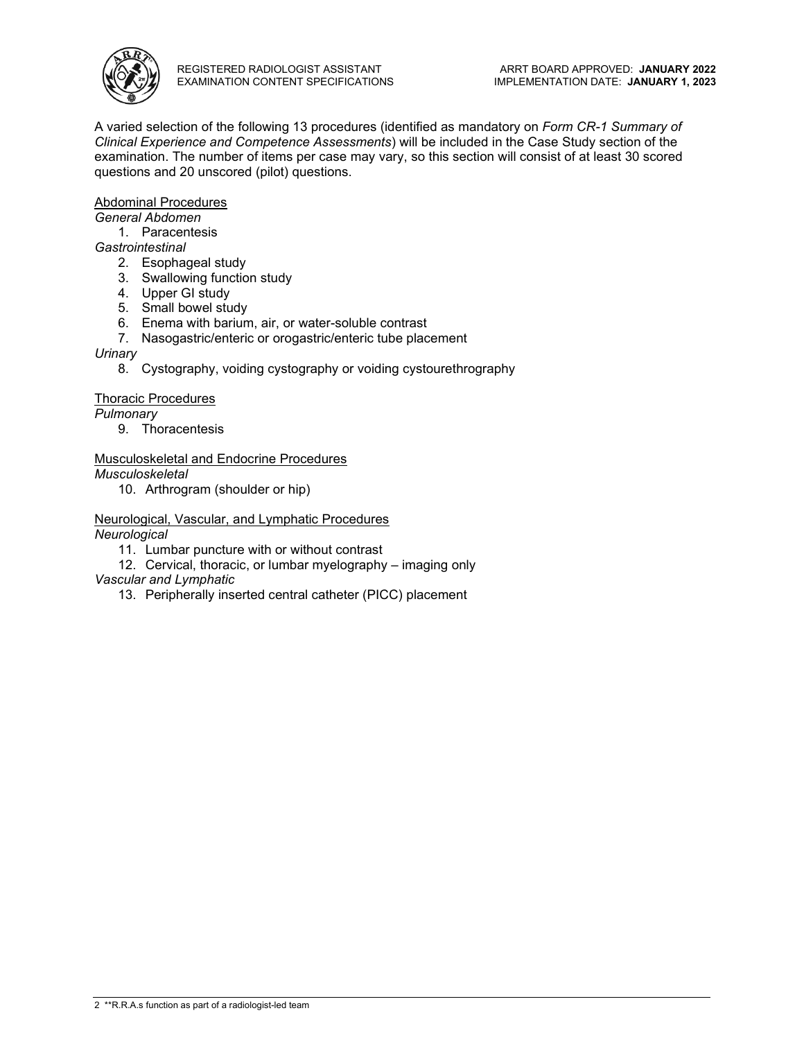A varied selection of the following 13 procedures (identified as mandatory on *Form CR-1 Summary of Clinical Experience and Competence Assessments*) will be included in the Case Study section of the examination. The number of items per case may vary, so this section will consist of at least 30 scored questions and 20 unscored (pilot) questions.

Abdominal Procedures

*General Abdomen*

1. Paracentesis

*Gastrointestinal*

2. Esophageal study
3. Swallowing function study
4. Upper GI study
5. Small bowel study
6. Enema with barium, air, or water-soluble contrast
7. Nasogastric/enteric or orogastric/enteric tube placement

*Urinary*

8. Cystography, voiding cystography or voiding cystourethrography

Thoracic Procedures

*Pulmonary*

9. Thoracentesis

Musculoskeletal and Endocrine Procedures

*Musculoskeletal*

10. Arthrogram (shoulder or hip)

Neurological, Vascular, and Lymphatic Procedures

*Neurological*

11. Lumbar puncture with or without contrast
12. Cervical, thoracic, or lumbar myelography – imaging only

*Vascular and Lymphatic*

13. Peripherally inserted central catheter (PICC) placement

**R.R.A.s function as part of a radiologist-led team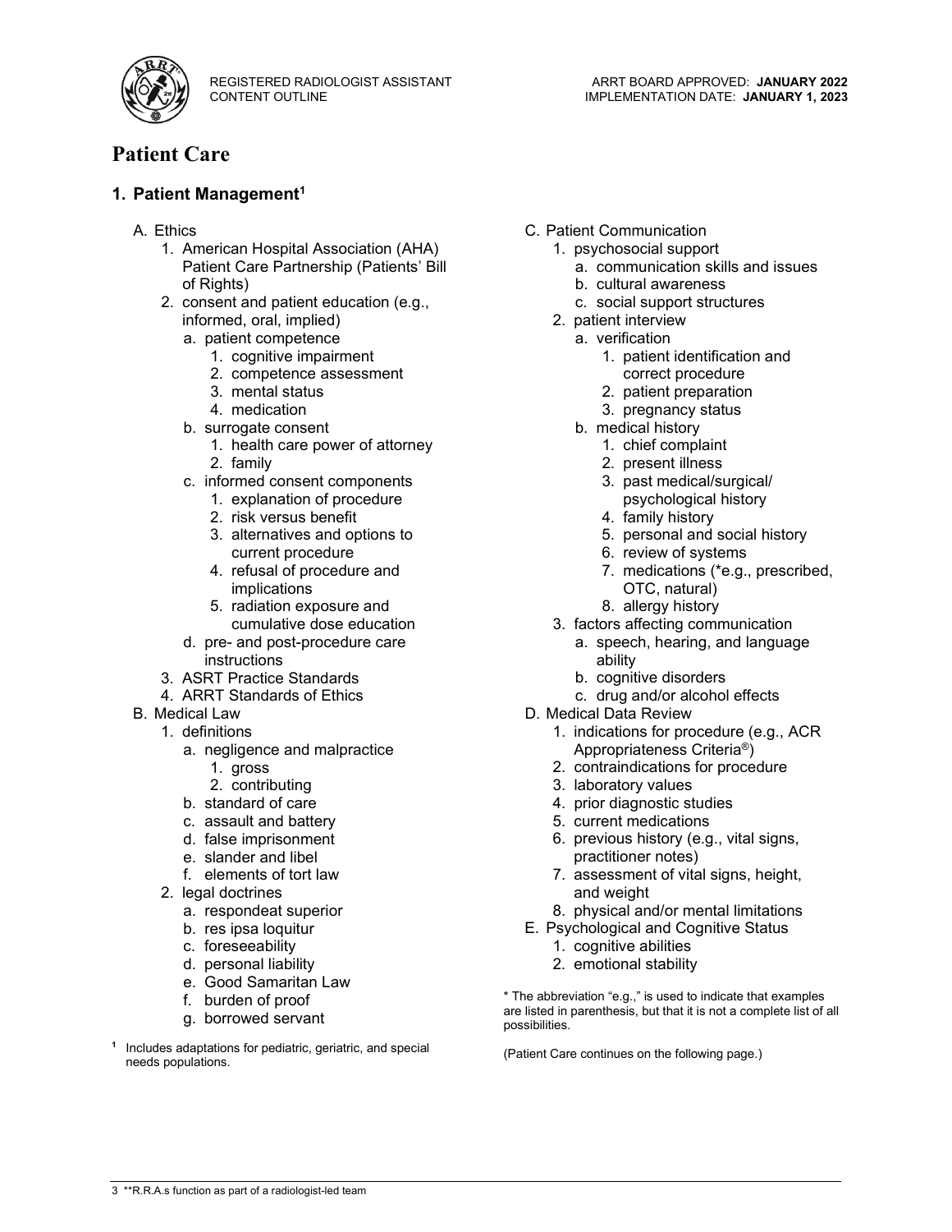# Patient Care

## 1. Patient Management[1]

- A. Ethics
  1. American Hospital Association (AHA) Patient Care Partnership (Patients' Bill of Rights)
  2. consent and patient education (e.g., informed, oral, implied)
     - a. patient competence
       1. cognitive impairment
       2. competence assessment
       3. mental status
       4. medication
     - b. surrogate consent
       1. health care power of attorney
       2. family
     - c. informed consent components
       1. explanation of procedure
       2. risk versus benefit
       3. alternatives and options to current procedure
       4. refusal of procedure and implications
       5. radiation exposure and cumulative dose education
     - d. pre- and post-procedure care instructions
  3. ASRT Practice Standards
  4. ARRT Standards of Ethics
- B. Medical Law
  1. definitions
     - a. negligence and malpractice
       1. gross
       2. contributing
     - b. standard of care
     - c. assault and battery
     - d. false imprisonment
     - e. slander and libel
     - f. elements of tort law
  2. legal doctrines
     - a. respondeat superior
     - b. res ipsa loquitur
     - c. foreseeability
     - d. personal liability
     - e. Good Samaritan Law
     - f. burden of proof
     - g. borrowed servant
- C. Patient Communication
  1. psychosocial support
     - a. communication skills and issues
     - b. cultural awareness
     - c. social support structures
  2. patient interview
     - a. verification
       1. patient identification and correct procedure
       2. patient preparation
       3. pregnancy status
     - b. medical history
       1. chief complaint
       2. present illness
       3. past medical/surgical/ psychological history
       4. family history
       5. personal and social history
       6. review of systems
       7. medications (*e.g., prescribed, OTC, natural)
       8. allergy history
  3. factors affecting communication
     - a. speech, hearing, and language ability
     - b. cognitive disorders
     - c. drug and/or alcohol effects
- D. Medical Data Review
  1. indications for procedure (e.g., ACR Appropriateness Criteria®)
  2. contraindications for procedure
  3. laboratory values
  4. prior diagnostic studies
  5. current medications
  6. previous history (e.g., vital signs, practitioner notes)
  7. assessment of vital signs, height, and weight
  8. physical and/or mental limitations
- E. Psychological and Cognitive Status
  1. cognitive abilities
  2. emotional stability

[1] Includes adaptations for pediatric, geriatric, and special needs populations.

\* The abbreviation "e.g.," is used to indicate that examples are listed in parenthesis, but that it is not a complete list of all possibilities.

(Patient Care continues on the following page.)

**R.R.A.s function as part of a radiologist-led team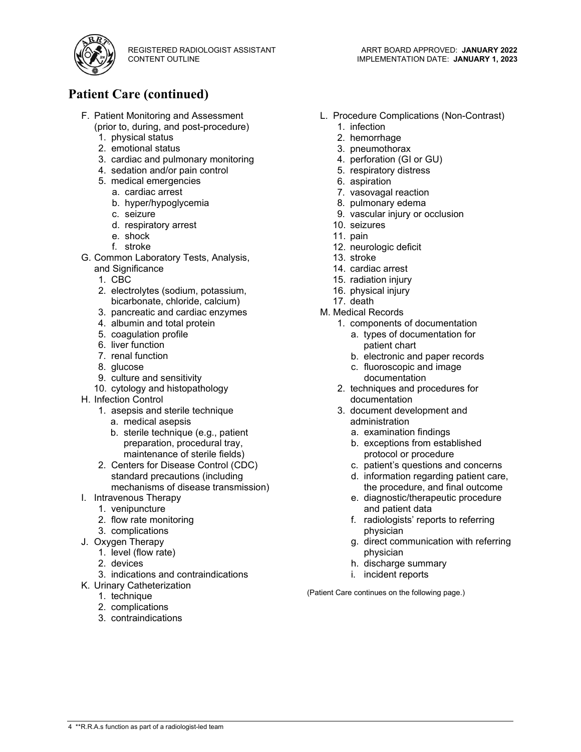## Patient Care (continued)

F. Patient Monitoring and Assessment (prior to, during, and post-procedure)
   1. physical status
   2. emotional status
   3. cardiac and pulmonary monitoring
   4. sedation and/or pain control
   5. medical emergencies
      a. cardiac arrest
      b. hyper/hypoglycemia
      c. seizure
      d. respiratory arrest
      e. shock
      f. stroke

G. Common Laboratory Tests, Analysis, and Significance
   1. CBC
   2. electrolytes (sodium, potassium, bicarbonate, chloride, calcium)
   3. pancreatic and cardiac enzymes
   4. albumin and total protein
   5. coagulation profile
   6. liver function
   7. renal function
   8. glucose
   9. culture and sensitivity
   10. cytology and histopathology

H. Infection Control
   1. asepsis and sterile technique
      a. medical asepsis
      b. sterile technique (e.g., patient preparation, procedural tray, maintenance of sterile fields)
   2. Centers for Disease Control (CDC) standard precautions (including mechanisms of disease transmission)

I. Intravenous Therapy
   1. venipuncture
   2. flow rate monitoring
   3. complications

J. Oxygen Therapy
   1. level (flow rate)
   2. devices
   3. indications and contraindications

K. Urinary Catheterization
   1. technique
   2. complications
   3. contraindications

L. Procedure Complications (Non-Contrast)
   1. infection
   2. hemorrhage
   3. pneumothorax
   4. perforation (GI or GU)
   5. respiratory distress
   6. aspiration
   7. vasovagal reaction
   8. pulmonary edema
   9. vascular injury or occlusion
   10. seizures
   11. pain
   12. neurologic deficit
   13. stroke
   14. cardiac arrest
   15. radiation injury
   16. physical injury
   17. death

M. Medical Records
   1. components of documentation
      a. types of documentation for patient chart
      b. electronic and paper records
      c. fluoroscopic and image documentation
   2. techniques and procedures for documentation
   3. document development and administration
      a. examination findings
      b. exceptions from established protocol or procedure
      c. patient's questions and concerns
      d. information regarding patient care, the procedure, and final outcome
      e. diagnostic/therapeutic procedure and patient data
      f. radiologists' reports to referring physician
      g. direct communication with referring physician
      h. discharge summary
      i. incident reports

(Patient Care continues on the following page.)

**R.R.A.s function as part of a radiologist-led team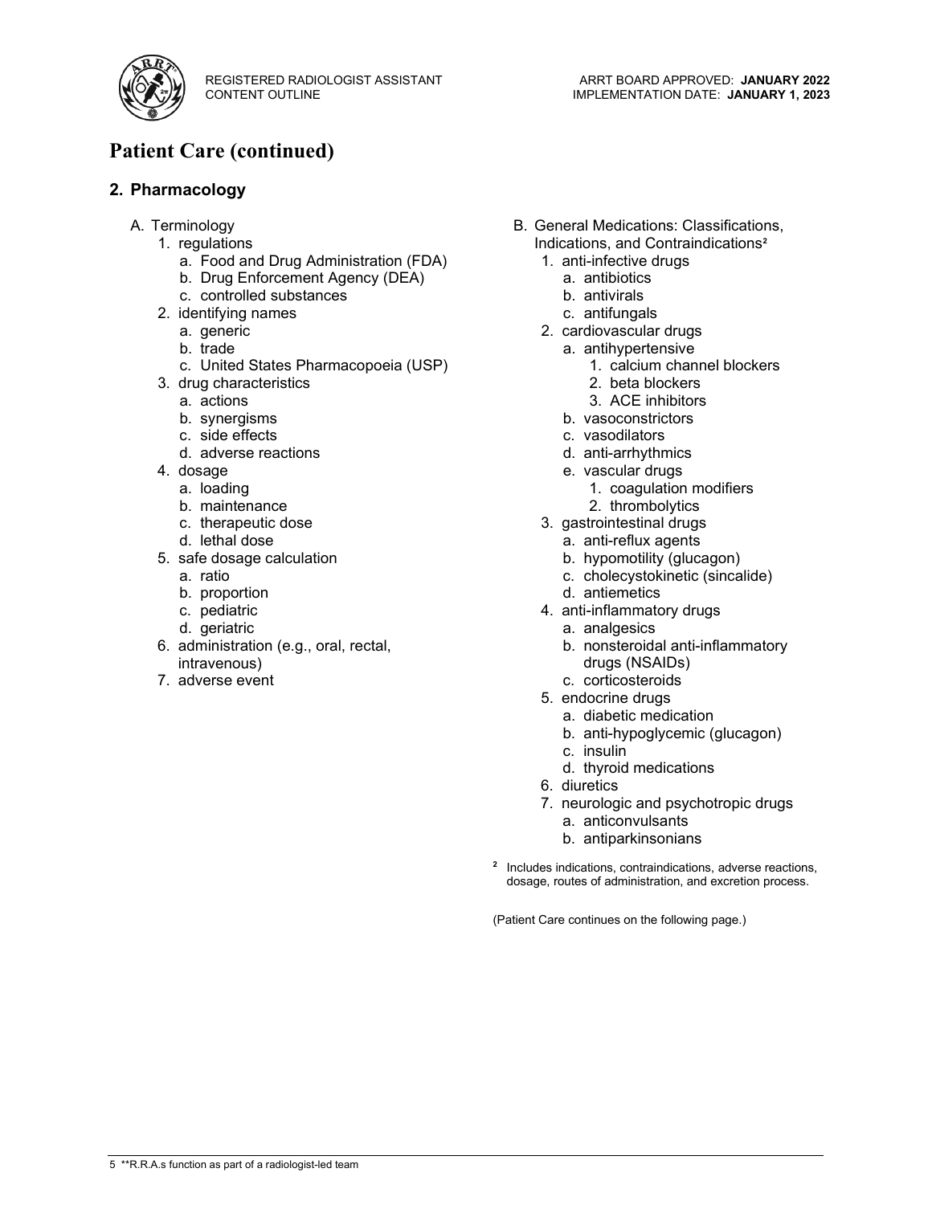# Patient Care (continued)

## 2. Pharmacology

A. Terminology
  1. regulations
    a. Food and Drug Administration (FDA)
    b. Drug Enforcement Agency (DEA)
    c. controlled substances
  2. identifying names
    a. generic
    b. trade
    c. United States Pharmacopoeia (USP)
  3. drug characteristics
    a. actions
    b. synergisms
    c. side effects
    d. adverse reactions
  4. dosage
    a. loading
    b. maintenance
    c. therapeutic dose
    d. lethal dose
  5. safe dosage calculation
    a. ratio
    b. proportion
    c. pediatric
    d. geriatric
  6. administration (e.g., oral, rectal, intravenous)
  7. adverse event

B. General Medications: Classifications, Indications, and Contraindications[2]
  1. anti-infective drugs
    a. antibiotics
    b. antivirals
    c. antifungals
  2. cardiovascular drugs
    a. antihypertensive
      1. calcium channel blockers
      2. beta blockers
      3. ACE inhibitors
    b. vasoconstrictors
    c. vasodilators
    d. anti-arrhythmics
    e. vascular drugs
      1. coagulation modifiers
      2. thrombolytics
  3. gastrointestinal drugs
    a. anti-reflux agents
    b. hypomotility (glucagon)
    c. cholecystokinetic (sincalide)
    d. antiemetics
  4. anti-inflammatory drugs
    a. analgesics
    b. nonsteroidal anti-inflammatory drugs (NSAIDs)
    c. corticosteroids
  5. endocrine drugs
    a. diabetic medication
    b. anti-hypoglycemic (glucagon)
    c. insulin
    d. thyroid medications
  6. diuretics
  7. neurologic and psychotropic drugs
    a. anticonvulsants
    b. antiparkinsonians

[2] Includes indications, contraindications, adverse reactions, dosage, routes of administration, and excretion process.

(Patient Care continues on the following page.)

**R.R.A.s function as part of a radiologist-led team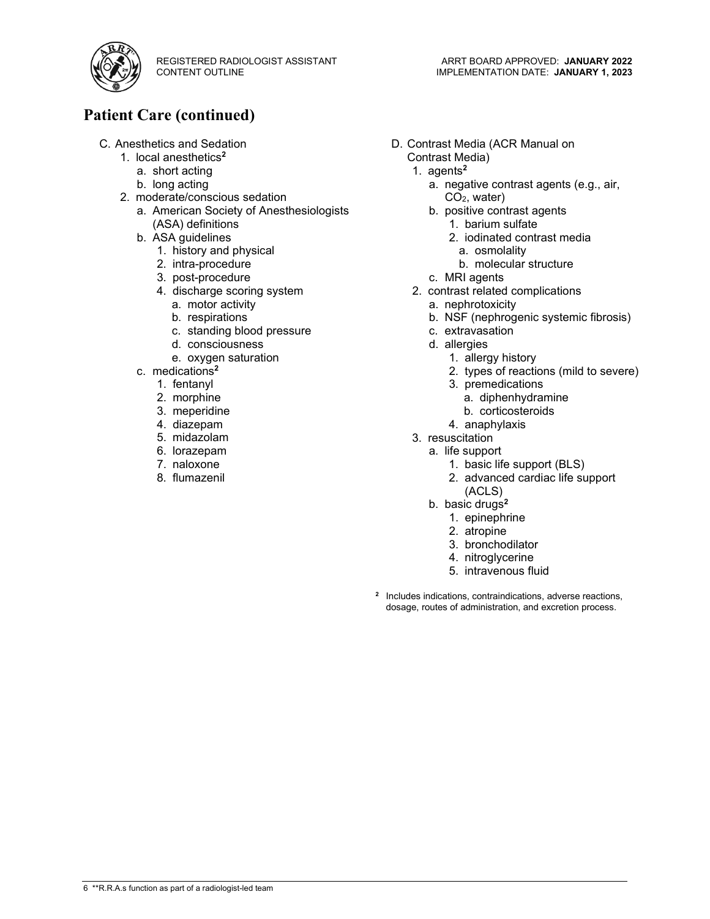## Patient Care (continued)

- C. Anesthetics and Sedation
  - 1. local anesthetics[2]
    - a. short acting
    - b. long acting
  - 2. moderate/conscious sedation
    - a. American Society of Anesthesiologists (ASA) definitions
    - b. ASA guidelines
      - 1. history and physical
      - 2. intra-procedure
      - 3. post-procedure
      - 4. discharge scoring system
        - a. motor activity
        - b. respirations
        - c. standing blood pressure
        - d. consciousness
        - e. oxygen saturation
    - c. medications[2]
      - 1. fentanyl
      - 2. morphine
      - 3. meperidine
      - 4. diazepam
      - 5. midazolam
      - 6. lorazepam
      - 7. naloxone
      - 8. flumazenil
- D. Contrast Media (ACR Manual on Contrast Media)
  - 1. agents[2]
    - a. negative contrast agents (e.g., air, $CO_2$, water)
    - b. positive contrast agents
      - 1. barium sulfate
      - 2. iodinated contrast media
        - a. osmolality
        - b. molecular structure
    - c. MRI agents
  - 2. contrast related complications
    - a. nephrotoxicity
    - b. NSF (nephrogenic systemic fibrosis)
    - c. extravasation
    - d. allergies
      - 1. allergy history
      - 2. types of reactions (mild to severe)
      - 3. premedications
        - a. diphenhydramine
        - b. corticosteroids
      - 4. anaphylaxis
  - 3. resuscitation
    - a. life support
      - 1. basic life support (BLS)
      - 2. advanced cardiac life support (ACLS)
    - b. basic drugs[2]
      - 1. epinephrine
      - 2. atropine
      - 3. bronchodilator
      - 4. nitroglycerine
      - 5. intravenous fluid

[2] Includes indications, contraindications, adverse reactions, dosage, routes of administration, and excretion process.

**R.R.A.s function as part of a radiologist-led team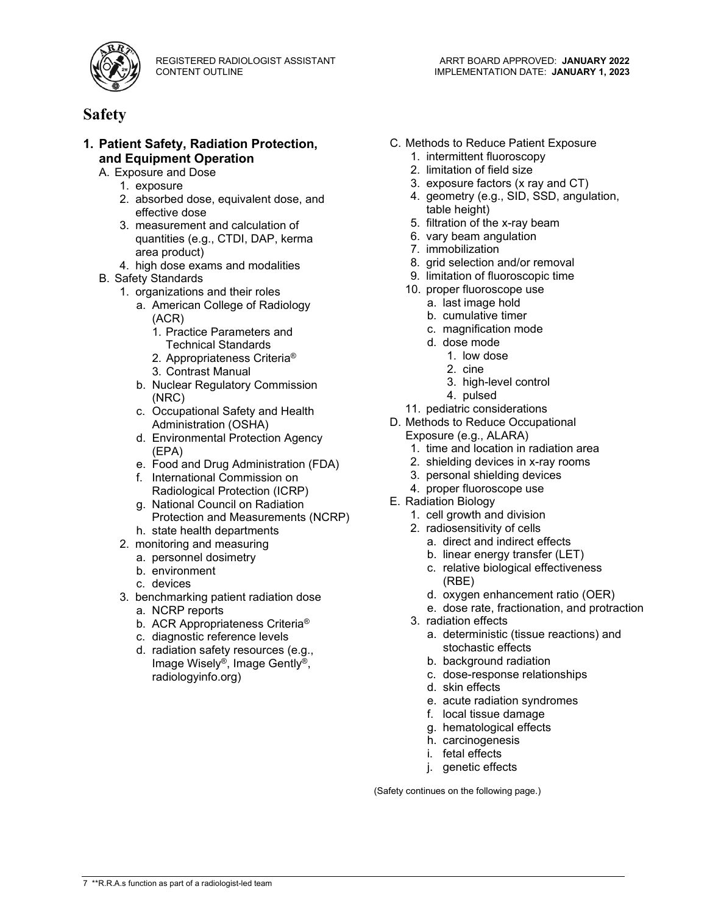# Safety

## 1. Patient Safety, Radiation Protection, and Equipment Operation

A. Exposure and Dose
   1. exposure
   2. absorbed dose, equivalent dose, and effective dose
   3. measurement and calculation of quantities (e.g., CTDI, DAP, kerma area product)
   4. high dose exams and modalities

B. Safety Standards
   1. organizations and their roles
      a. American College of Radiology (ACR)
         1. Practice Parameters and Technical Standards
         2. Appropriateness Criteria®
         3. Contrast Manual
      b. Nuclear Regulatory Commission (NRC)
      c. Occupational Safety and Health Administration (OSHA)
      d. Environmental Protection Agency (EPA)
      e. Food and Drug Administration (FDA)
      f. International Commission on Radiological Protection (ICRP)
      g. National Council on Radiation Protection and Measurements (NCRP)
      h. state health departments
   2. monitoring and measuring
      a. personnel dosimetry
      b. environment
      c. devices
   3. benchmarking patient radiation dose
      a. NCRP reports
      b. ACR Appropriateness Criteria®
      c. diagnostic reference levels
      d. radiation safety resources (e.g., Image Wisely®, Image Gently®, radiologyinfo.org)

C. Methods to Reduce Patient Exposure
   1. intermittent fluoroscopy
   2. limitation of field size
   3. exposure factors (x ray and CT)
   4. geometry (e.g., SID, SSD, angulation, table height)
   5. filtration of the x-ray beam
   6. vary beam angulation
   7. immobilization
   8. grid selection and/or removal
   9. limitation of fluoroscopic time
   10. proper fluoroscope use
      a. last image hold
      b. cumulative timer
      c. magnification mode
      d. dose mode
         1. low dose
         2. cine
         3. high-level control
         4. pulsed
   11. pediatric considerations

D. Methods to Reduce Occupational Exposure (e.g., ALARA)
   1. time and location in radiation area
   2. shielding devices in x-ray rooms
   3. personal shielding devices
   4. proper fluoroscope use

E. Radiation Biology
   1. cell growth and division
   2. radiosensitivity of cells
      a. direct and indirect effects
      b. linear energy transfer (LET)
      c. relative biological effectiveness (RBE)
      d. oxygen enhancement ratio (OER)
      e. dose rate, fractionation, and protraction
   3. radiation effects
      a. deterministic (tissue reactions) and stochastic effects
      b. background radiation
      c. dose-response relationships
      d. skin effects
      e. acute radiation syndromes
      f. local tissue damage
      g. hematological effects
      h. carcinogenesis
      i. fetal effects
      j. genetic effects

(Safety continues on the following page.)

**R.R.A.s function as part of a radiologist-led team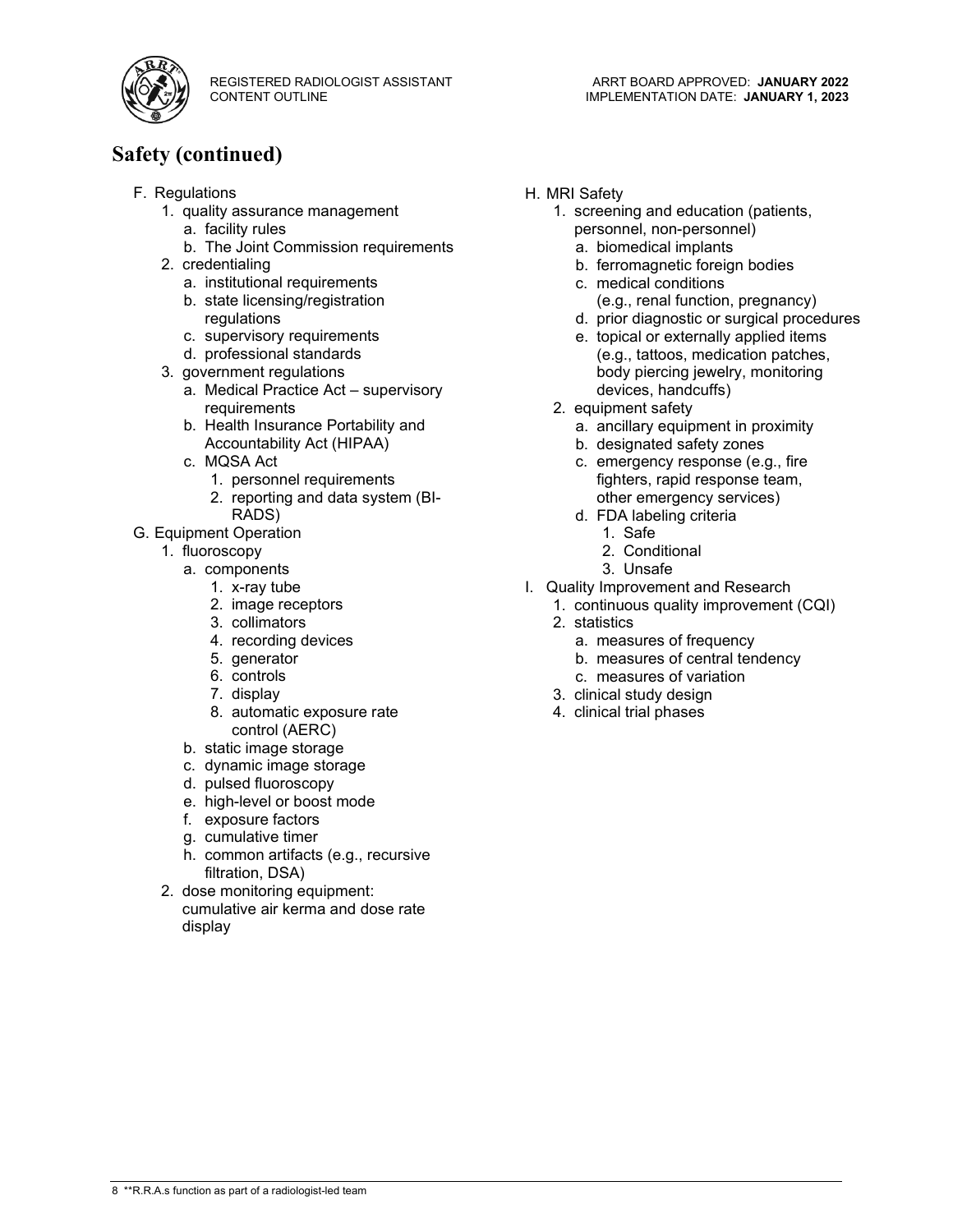## Safety (continued)

F. Regulations
   1. quality assurance management
      a. facility rules
      b. The Joint Commission requirements
   2. credentialing
      a. institutional requirements
      b. state licensing/registration regulations
      c. supervisory requirements
      d. professional standards
   3. government regulations
      a. Medical Practice Act – supervisory requirements
      b. Health Insurance Portability and Accountability Act (HIPAA)
      c. MQSA Act
         1. personnel requirements
         2. reporting and data system (BI-RADS)

G. Equipment Operation
   1. fluoroscopy
      a. components
         1. x-ray tube
         2. image receptors
         3. collimators
         4. recording devices
         5. generator
         6. controls
         7. display
         8. automatic exposure rate control (AERC)
      b. static image storage
      c. dynamic image storage
      d. pulsed fluoroscopy
      e. high-level or boost mode
      f. exposure factors
      g. cumulative timer
      h. common artifacts (e.g., recursive filtration, DSA)
   2. dose monitoring equipment: cumulative air kerma and dose rate display

H. MRI Safety
   1. screening and education (patients, personnel, non-personnel)
      a. biomedical implants
      b. ferromagnetic foreign bodies
      c. medical conditions (e.g., renal function, pregnancy)
      d. prior diagnostic or surgical procedures
      e. topical or externally applied items (e.g., tattoos, medication patches, body piercing jewelry, monitoring devices, handcuffs)
   2. equipment safety
      a. ancillary equipment in proximity
      b. designated safety zones
      c. emergency response (e.g., fire fighters, rapid response team, other emergency services)
      d. FDA labeling criteria
         1. Safe
         2. Conditional
         3. Unsafe

I. Quality Improvement and Research
   1. continuous quality improvement (CQI)
   2. statistics
      a. measures of frequency
      b. measures of central tendency
      c. measures of variation
   3. clinical study design
   4. clinical trial phases

**R.R.A.s function as part of a radiologist-led team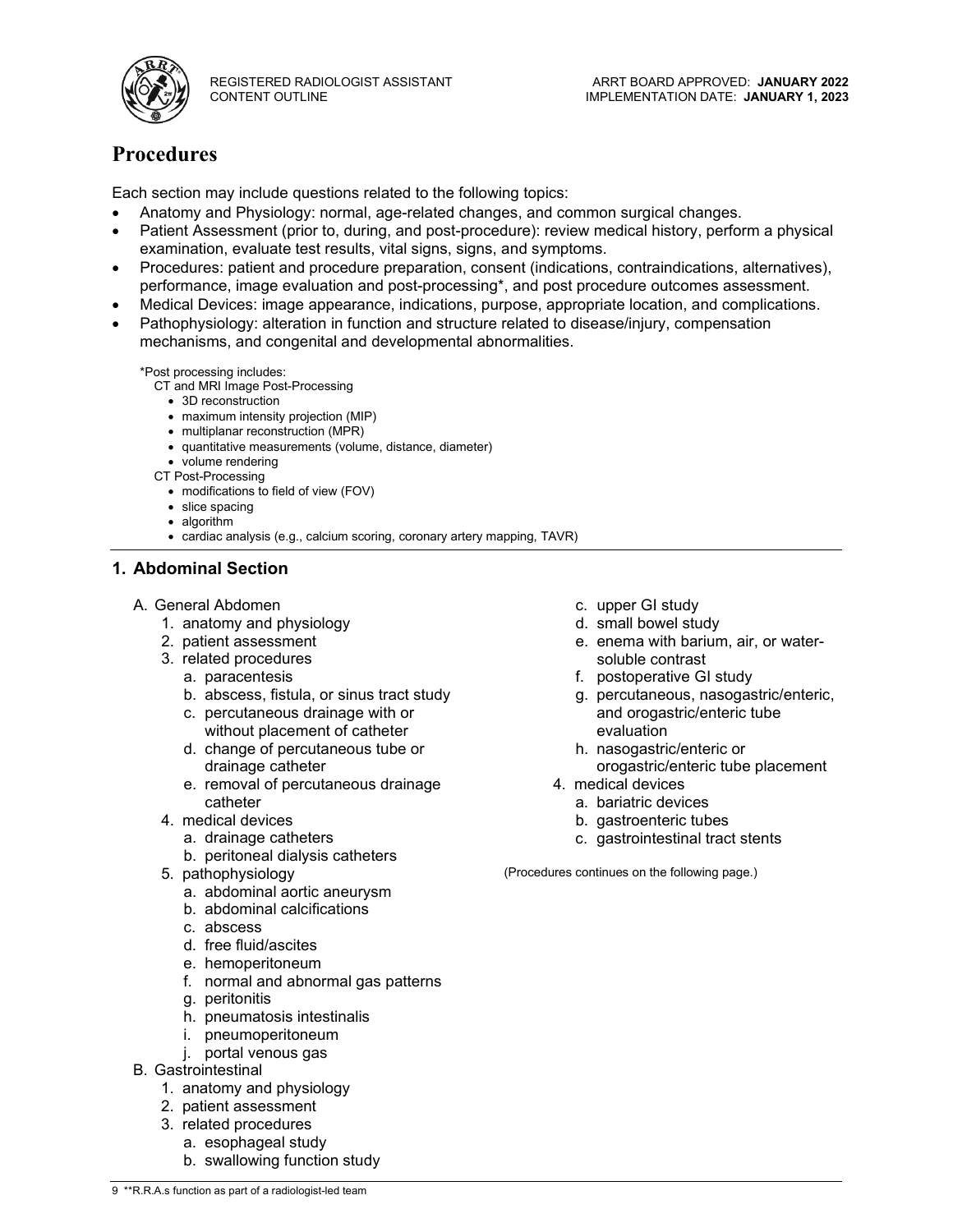# Procedures

Each section may include questions related to the following topics:

- Anatomy and Physiology: normal, age-related changes, and common surgical changes.
- Patient Assessment (prior to, during, and post-procedure): review medical history, perform a physical examination, evaluate test results, vital signs, signs, and symptoms.
- Procedures: patient and procedure preparation, consent (indications, contraindications, alternatives), performance, image evaluation and post-processing*, and post procedure outcomes assessment.
- Medical Devices: image appearance, indications, purpose, appropriate location, and complications.
- Pathophysiology: alteration in function and structure related to disease/injury, compensation mechanisms, and congenital and developmental abnormalities.

*Post processing includes:

CT and MRI Image Post-Processing

- 3D reconstruction
- maximum intensity projection (MIP)
- multiplanar reconstruction (MPR)
- quantitative measurements (volume, distance, diameter)
- volume rendering

CT Post-Processing

- modifications to field of view (FOV)
- slice spacing
- algorithm
- cardiac analysis (e.g., calcium scoring, coronary artery mapping, TAVR)

---

## 1. Abdominal Section

A. General Abdomen
   1. anatomy and physiology
   2. patient assessment
   3. related procedures
      a. paracentesis
      b. abscess, fistula, or sinus tract study
      c. percutaneous drainage with or without placement of catheter
      d. change of percutaneous tube or drainage catheter
      e. removal of percutaneous drainage catheter
   4. medical devices
      a. drainage catheters
      b. peritoneal dialysis catheters
   5. pathophysiology
      a. abdominal aortic aneurysm
      b. abdominal calcifications
      c. abscess
      d. free fluid/ascites
      e. hemoperitoneum
      f. normal and abnormal gas patterns
      g. peritonitis
      h. pneumatosis intestinalis
      i. pneumoperitoneum
      j. portal venous gas

B. Gastrointestinal
   1. anatomy and physiology
   2. patient assessment
   3. related procedures
      a. esophageal study
      b. swallowing function study
      c. upper GI study
      d. small bowel study
      e. enema with barium, air, or water-soluble contrast
      f. postoperative GI study
      g. percutaneous, nasogastric/enteric, and orogastric/enteric tube evaluation
      h. nasogastric/enteric or orogastric/enteric tube placement
   4. medical devices
      a. bariatric devices
      b. gastroenteric tubes
      c. gastrointestinal tract stents

(Procedures continues on the following page.)

**R.R.A.s function as part of a radiologist-led team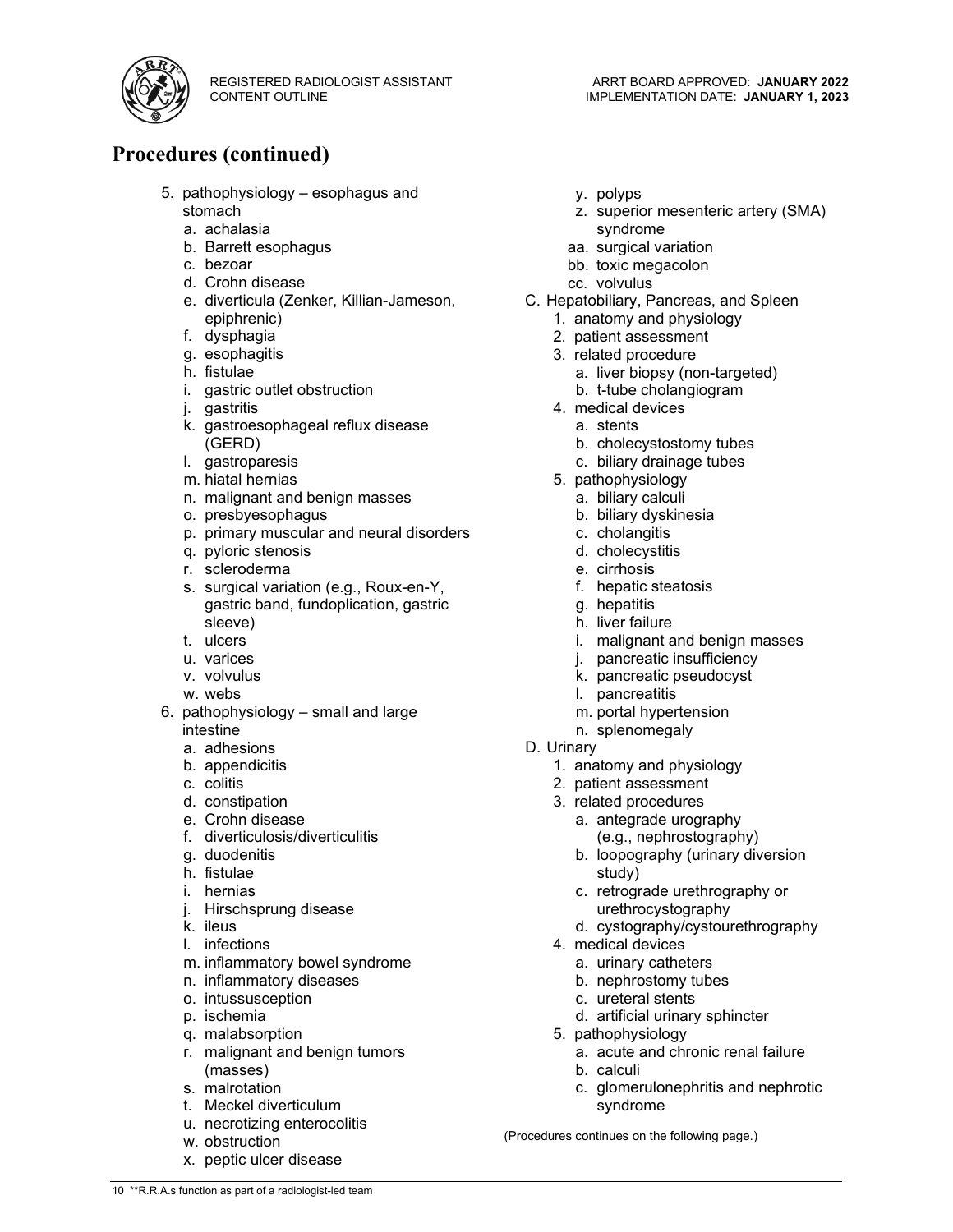## Procedures (continued)

5. pathophysiology – esophagus and stomach
   a. achalasia
   b. Barrett esophagus
   c. bezoar
   d. Crohn disease
   e. diverticula (Zenker, Killian-Jameson, epiphrenic)
   f. dysphagia
   g. esophagitis
   h. fistulae
   i. gastric outlet obstruction
   j. gastritis
   k. gastroesophageal reflux disease (GERD)
   l. gastroparesis
   m. hiatal hernias
   n. malignant and benign masses
   o. presbyesophagus
   p. primary muscular and neural disorders
   q. pyloric stenosis
   r. scleroderma
   s. surgical variation (e.g., Roux-en-Y, gastric band, fundoplication, gastric sleeve)
   t. ulcers
   u. varices
   v. volvulus
   w. webs
6. pathophysiology – small and large intestine
   a. adhesions
   b. appendicitis
   c. colitis
   d. constipation
   e. Crohn disease
   f. diverticulosis/diverticulitis
   g. duodenitis
   h. fistulae
   i. hernias
   j. Hirschsprung disease
   k. ileus
   l. infections
   m. inflammatory bowel syndrome
   n. inflammatory diseases
   o. intussusception
   p. ischemia
   q. malabsorption
   r. malignant and benign tumors (masses)
   s. malrotation
   t. Meckel diverticulum
   u. necrotizing enterocolitis
   w. obstruction
   x. peptic ulcer disease
   y. polyps
   z. superior mesenteric artery (SMA) syndrome
   aa. surgical variation
   bb. toxic megacolon
   cc. volvulus

C. Hepatobiliary, Pancreas, and Spleen
   1. anatomy and physiology
   2. patient assessment
   3. related procedure
      a. liver biopsy (non-targeted)
      b. t-tube cholangiogram
   4. medical devices
      a. stents
      b. cholecystostomy tubes
      c. biliary drainage tubes
   5. pathophysiology
      a. biliary calculi
      b. biliary dyskinesia
      c. cholangitis
      d. cholecystitis
      e. cirrhosis
      f. hepatic steatosis
      g. hepatitis
      h. liver failure
      i. malignant and benign masses
      j. pancreatic insufficiency
      k. pancreatic pseudocyst
      l. pancreatitis
      m. portal hypertension
      n. splenomegaly

D. Urinary
   1. anatomy and physiology
   2. patient assessment
   3. related procedures
      a. antegrade urography (e.g., nephrostography)
      b. loopography (urinary diversion study)
      c. retrograde urethrography or urethrocystography
      d. cystography/cystourethrography
   4. medical devices
      a. urinary catheters
      b. nephrostomy tubes
      c. ureteral stents
      d. artificial urinary sphincter
   5. pathophysiology
      a. acute and chronic renal failure
      b. calculi
      c. glomerulonephritis and nephrotic syndrome

(Procedures continues on the following page.)

**R.R.A.s function as part of a radiologist-led team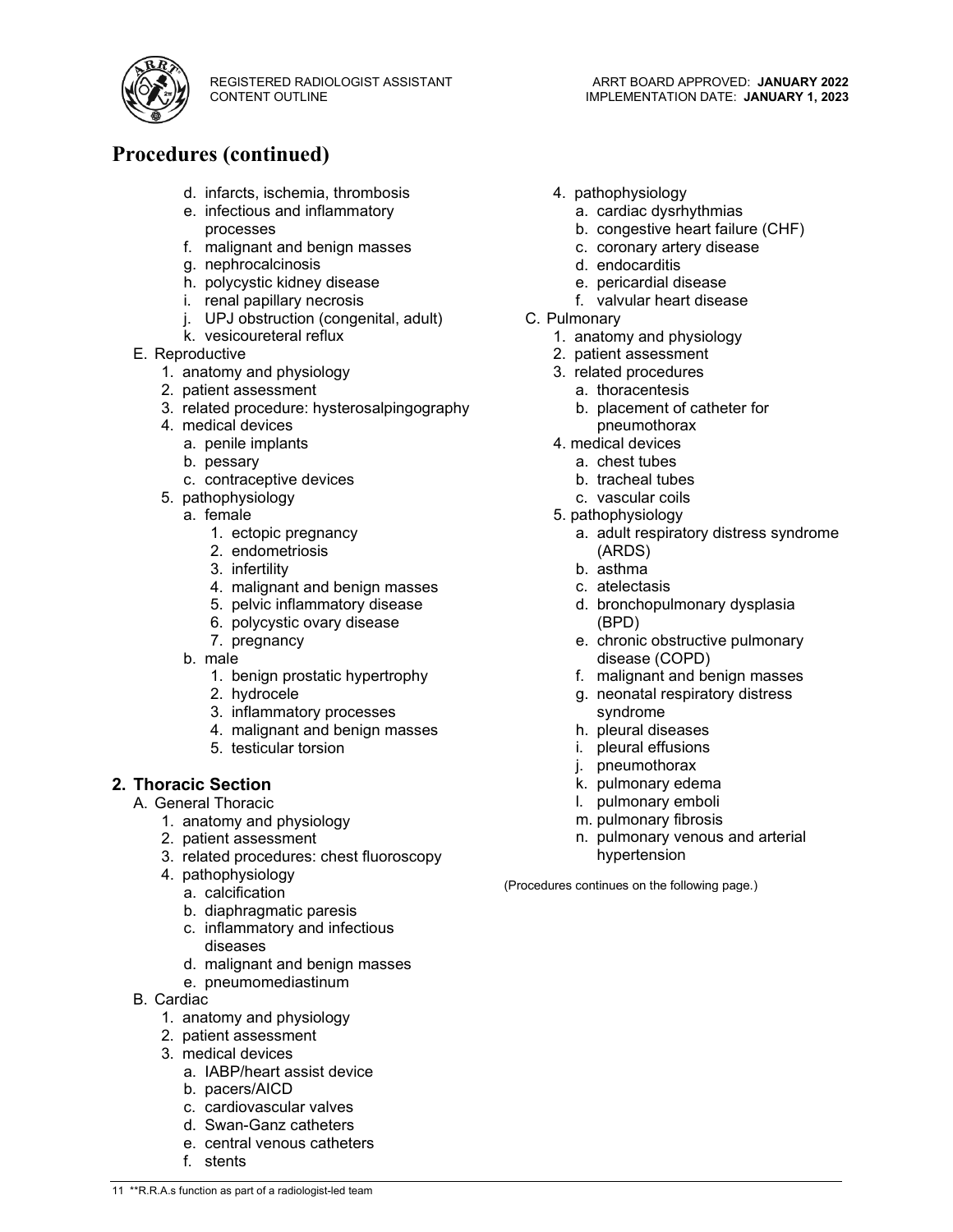# Procedures (continued)

- d. infarcts, ischemia, thrombosis
- e. infectious and inflammatory processes
- f. malignant and benign masses
- g. nephrocalcinosis
- h. polycystic kidney disease
- i. renal papillary necrosis
- j. UPJ obstruction (congenital, adult)
- k. vesicoureteral reflux

E. Reproductive
  1. anatomy and physiology
  2. patient assessment
  3. related procedure: hysterosalpingography
  4. medical devices
     - a. penile implants
     - b. pessary
     - c. contraceptive devices
  5. pathophysiology
     - a. female
       1. ectopic pregnancy
       2. endometriosis
       3. infertility
       4. malignant and benign masses
       5. pelvic inflammatory disease
       6. polycystic ovary disease
       7. pregnancy
     - b. male
       1. benign prostatic hypertrophy
       2. hydrocele
       3. inflammatory processes
       4. malignant and benign masses
       5. testicular torsion

## 2. Thoracic Section

A. General Thoracic
  1. anatomy and physiology
  2. patient assessment
  3. related procedures: chest fluoroscopy
  4. pathophysiology
     - a. calcification
     - b. diaphragmatic paresis
     - c. inflammatory and infectious diseases
     - d. malignant and benign masses
     - e. pneumomediastinum

B. Cardiac
  1. anatomy and physiology
  2. patient assessment
  3. medical devices
     - a. IABP/heart assist device
     - b. pacers/AICD
     - c. cardiovascular valves
     - d. Swan-Ganz catheters
     - e. central venous catheters
     - f. stents
  4. pathophysiology
     - a. cardiac dysrhythmias
     - b. congestive heart failure (CHF)
     - c. coronary artery disease
     - d. endocarditis
     - e. pericardial disease
     - f. valvular heart disease

C. Pulmonary
  1. anatomy and physiology
  2. patient assessment
  3. related procedures
     - a. thoracentesis
     - b. placement of catheter for pneumothorax
  4. medical devices
     - a. chest tubes
     - b. tracheal tubes
     - c. vascular coils
  5. pathophysiology
     - a. adult respiratory distress syndrome (ARDS)
     - b. asthma
     - c. atelectasis
     - d. bronchopulmonary dysplasia (BPD)
     - e. chronic obstructive pulmonary disease (COPD)
     - f. malignant and benign masses
     - g. neonatal respiratory distress syndrome
     - h. pleural diseases
     - i. pleural effusions
     - j. pneumothorax
     - k. pulmonary edema
     - l. pulmonary emboli
     - m. pulmonary fibrosis
     - n. pulmonary venous and arterial hypertension

(Procedures continues on the following page.)

**R.R.A.s function as part of a radiologist-led team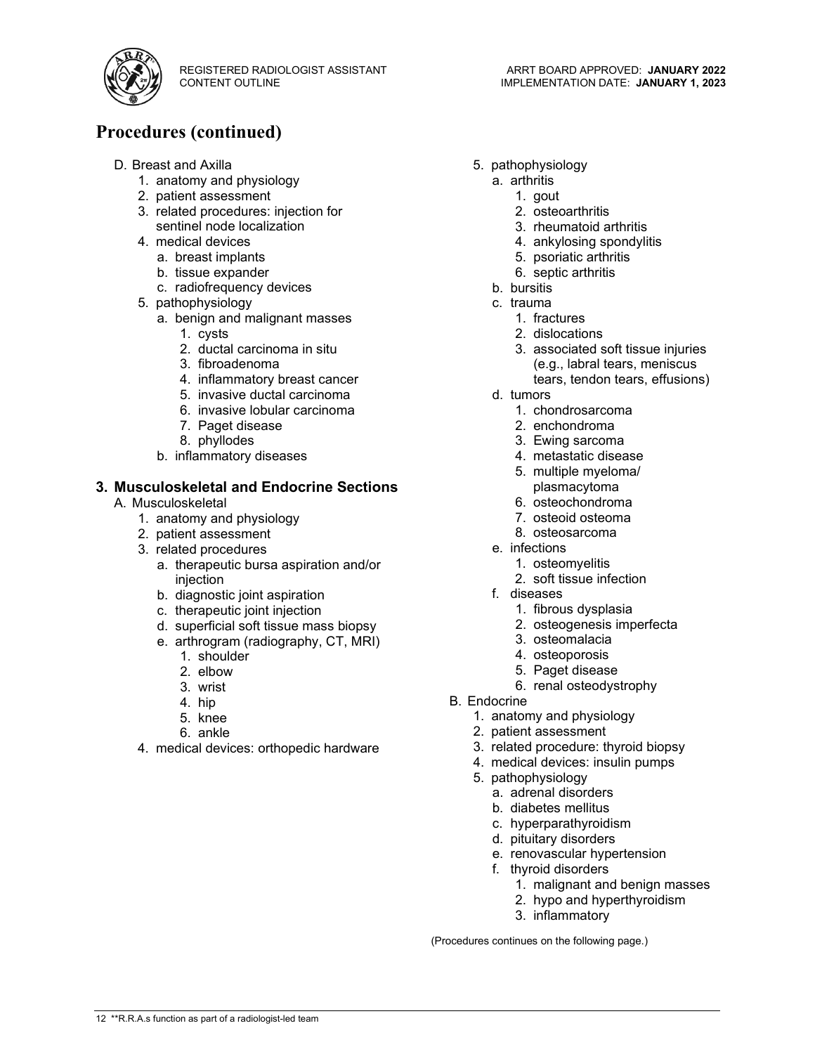# Procedures (continued)

D. Breast and Axilla
   1. anatomy and physiology
   2. patient assessment
   3. related procedures: injection for sentinel node localization
   4. medical devices
      a. breast implants
      b. tissue expander
      c. radiofrequency devices
   5. pathophysiology
      a. benign and malignant masses
         1. cysts
         2. ductal carcinoma in situ
         3. fibroadenoma
         4. inflammatory breast cancer
         5. invasive ductal carcinoma
         6. invasive lobular carcinoma
         7. Paget disease
         8. phyllodes
      b. inflammatory diseases

## 3. Musculoskeletal and Endocrine Sections

A. Musculoskeletal
   1. anatomy and physiology
   2. patient assessment
   3. related procedures
      a. therapeutic bursa aspiration and/or injection
      b. diagnostic joint aspiration
      c. therapeutic joint injection
      d. superficial soft tissue mass biopsy
      e. arthrogram (radiography, CT, MRI)
         1. shoulder
         2. elbow
         3. wrist
         4. hip
         5. knee
         6. ankle
   4. medical devices: orthopedic hardware
   5. pathophysiology
      a. arthritis
         1. gout
         2. osteoarthritis
         3. rheumatoid arthritis
         4. ankylosing spondylitis
         5. psoriatic arthritis
         6. septic arthritis
      b. bursitis
      c. trauma
         1. fractures
         2. dislocations
         3. associated soft tissue injuries (e.g., labral tears, meniscus tears, tendon tears, effusions)
      d. tumors
         1. chondrosarcoma
         2. enchondroma
         3. Ewing sarcoma
         4. metastatic disease
         5. multiple myeloma/ plasmacytoma
         6. osteochondroma
         7. osteoid osteoma
         8. osteosarcoma
      e. infections
         1. osteomyelitis
         2. soft tissue infection
      f. diseases
         1. fibrous dysplasia
         2. osteogenesis imperfecta
         3. osteomalacia
         4. osteoporosis
         5. Paget disease
         6. renal osteodystrophy

B. Endocrine
   1. anatomy and physiology
   2. patient assessment
   3. related procedure: thyroid biopsy
   4. medical devices: insulin pumps
   5. pathophysiology
      a. adrenal disorders
      b. diabetes mellitus
      c. hyperparathyroidism
      d. pituitary disorders
      e. renovascular hypertension
      f. thyroid disorders
         1. malignant and benign masses
         2. hypo and hyperthyroidism
         3. inflammatory

(Procedures continues on the following page.)

**R.R.A.s function as part of a radiologist-led team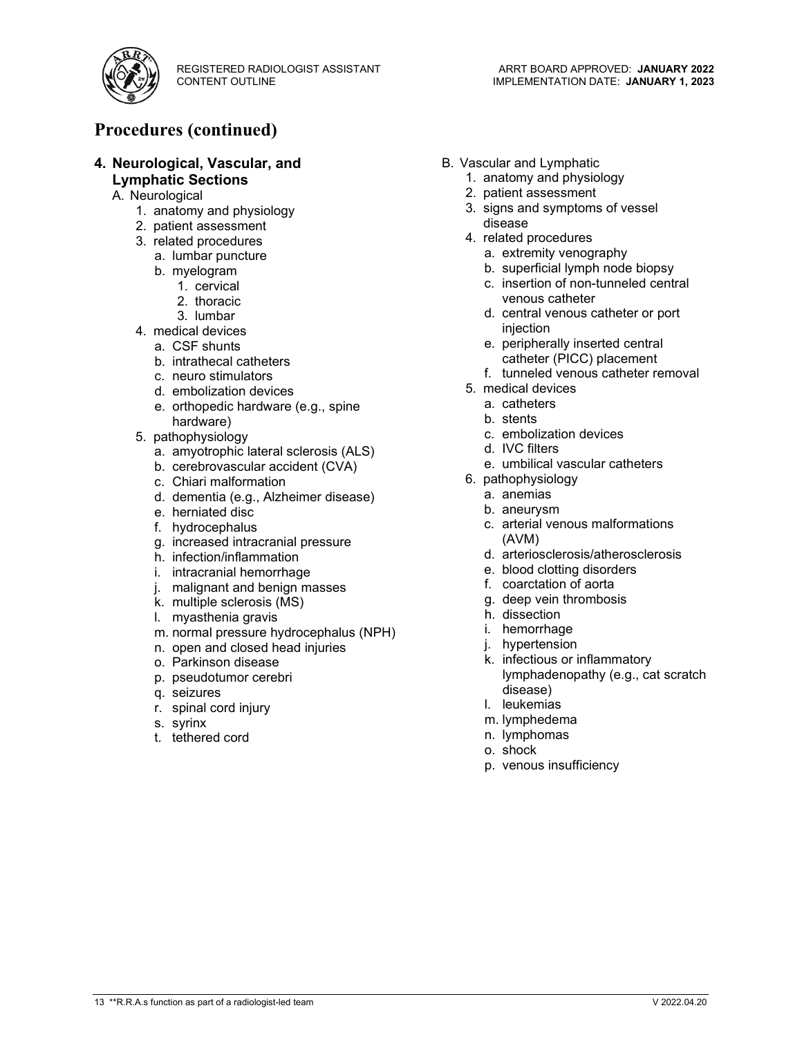# Procedures (continued)

## 4. Neurological, Vascular, and Lymphatic Sections

A. Neurological
1. anatomy and physiology
2. patient assessment
3. related procedures
   a. lumbar puncture
   b. myelogram
      1. cervical
      2. thoracic
      3. lumbar
4. medical devices
   a. CSF shunts
   b. intrathecal catheters
   c. neuro stimulators
   d. embolization devices
   e. orthopedic hardware (e.g., spine hardware)
5. pathophysiology
   a. amyotrophic lateral sclerosis (ALS)
   b. cerebrovascular accident (CVA)
   c. Chiari malformation
   d. dementia (e.g., Alzheimer disease)
   e. herniated disc
   f. hydrocephalus
   g. increased intracranial pressure
   h. infection/inflammation
   i. intracranial hemorrhage
   j. malignant and benign masses
   k. multiple sclerosis (MS)
   l. myasthenia gravis
   m. normal pressure hydrocephalus (NPH)
   n. open and closed head injuries
   o. Parkinson disease
   p. pseudotumor cerebri
   q. seizures
   r. spinal cord injury
   s. syrinx
   t. tethered cord

B. Vascular and Lymphatic
1. anatomy and physiology
2. patient assessment
3. signs and symptoms of vessel disease
4. related procedures
   a. extremity venography
   b. superficial lymph node biopsy
   c. insertion of non-tunneled central venous catheter
   d. central venous catheter or port injection
   e. peripherally inserted central catheter (PICC) placement
   f. tunneled venous catheter removal
5. medical devices
   a. catheters
   b. stents
   c. embolization devices
   d. IVC filters
   e. umbilical vascular catheters
6. pathophysiology
   a. anemias
   b. aneurysm
   c. arterial venous malformations (AVM)
   d. arteriosclerosis/atherosclerosis
   e. blood clotting disorders
   f. coarctation of aorta
   g. deep vein thrombosis
   h. dissection
   i. hemorrhage
   j. hypertension
   k. infectious or inflammatory lymphadenopathy (e.g., cat scratch disease)
   l. leukemias
   m. lymphedema
   n. lymphomas
   o. shock
   p. venous insufficiency

**R.R.A.s function as part of a radiologist-led team